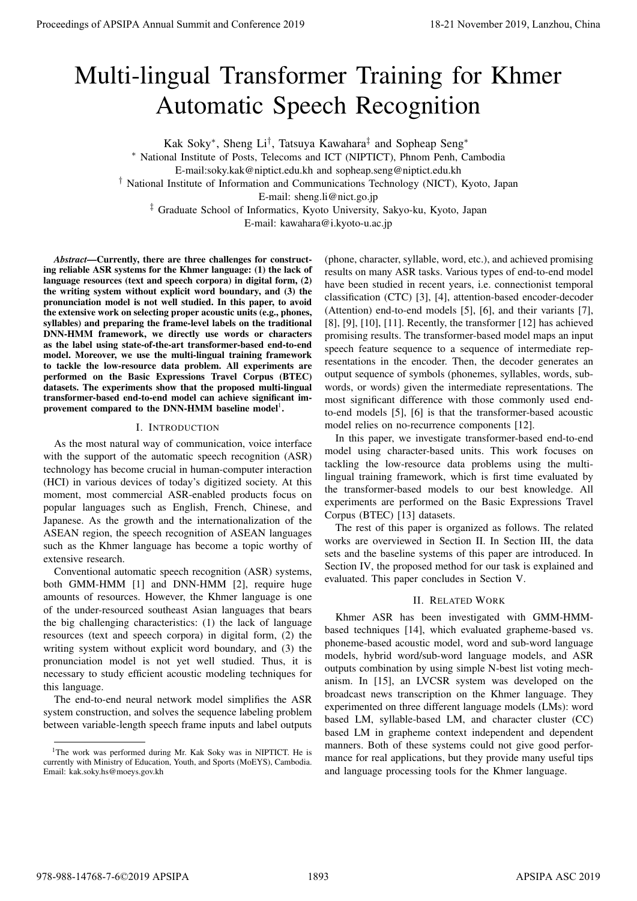# Multi-lingual Transformer Training for Khmer Automatic Speech Recognition

Kak Soky*, Sheng Li†, Tatsuya Kawahara‡ and Sopheap Seng*

* National Institute of Posts, Telecoms and ICT (NIPTICT), Phnom Penh, Cambodia
E-mail:soky.kak@niptict.edu.kh and sopheap.seng@niptict.edu.kh

† National Institute of Information and Communications Technology (NICT), Kyoto, Japan
E-mail: sheng.li@nict.go.jp

‡ Graduate School of Informatics, Kyoto University, Sakyo-ku, Kyoto, Japan
E-mail: kawahara@i.kyoto-u.ac.jp

***Abstract*—Currently, there are three challenges for constructing reliable ASR systems for the Khmer language: (1) the lack of language resources (text and speech corpora) in digital form, (2) the writing system without explicit word boundary, and (3) the pronunciation model is not well studied. In this paper, to avoid the extensive work on selecting proper acoustic units (e.g., phones, syllables) and preparing the frame-level labels on the traditional DNN-HMM framework, we directly use words or characters as the label using state-of-the-art transformer-based end-to-end model. Moreover, we use the multi-lingual training framework to tackle the low-resource data problem. All experiments are performed on the Basic Expressions Travel Corpus (BTEC) datasets. The experiments show that the proposed multi-lingual transformer-based end-to-end model can achieve significant improvement compared to the DNN-HMM baseline model[1].**

## I. Introduction

As the most natural way of communication, voice interface with the support of the automatic speech recognition (ASR) technology has become crucial in human-computer interaction (HCI) in various devices of today's digitized society. At this moment, most commercial ASR-enabled products focus on popular languages such as English, French, Chinese, and Japanese. As the growth and the internationalization of the ASEAN region, the speech recognition of ASEAN languages such as the Khmer language has become a topic worthy of extensive research.

Conventional automatic speech recognition (ASR) systems, both GMM-HMM [1] and DNN-HMM [2], require huge amounts of resources. However, the Khmer language is one of the under-resourced southeast Asian languages that bears the big challenging characteristics: (1) the lack of language resources (text and speech corpora) in digital form, (2) the writing system without explicit word boundary, and (3) the pronunciation model is not yet well studied. Thus, it is necessary to study efficient acoustic modeling techniques for this language.

The end-to-end neural network model simplifies the ASR system construction, and solves the sequence labeling problem between variable-length speech frame inputs and label outputs (phone, character, syllable, word, etc.), and achieved promising results on many ASR tasks. Various types of end-to-end model have been studied in recent years, i.e. connectionist temporal classification (CTC) [3], [4], attention-based encoder-decoder (Attention) end-to-end models [5], [6], and their variants [7], [8], [9], [10], [11]. Recently, the transformer [12] has achieved promising results. The transformer-based model maps an input speech feature sequence to a sequence of intermediate representations in the encoder. Then, the decoder generates an output sequence of symbols (phonemes, syllables, words, subwords, or words) given the intermediate representations. The most significant difference with those commonly used end-to-end models [5], [6] is that the transformer-based acoustic model relies on no-recurrence components [12].

In this paper, we investigate transformer-based end-to-end model using character-based units. This work focuses on tackling the low-resource data problems using the multi-lingual training framework, which is first time evaluated by the transformer-based models to our best knowledge. All experiments are performed on the Basic Expressions Travel Corpus (BTEC) [13] datasets.

The rest of this paper is organized as follows. The related works are overviewed in Section II. In Section III, the data sets and the baseline systems of this paper are introduced. In Section IV, the proposed method for our task is explained and evaluated. This paper concludes in Section V.

## II. Related Work

Khmer ASR has been investigated with GMM-HMM-based techniques [14], which evaluated grapheme-based vs. phoneme-based acoustic model, word and sub-word language models, hybrid word/sub-word language models, and ASR outputs combination by using simple N-best list voting mechanism. In [15], an LVCSR system was developed on the broadcast news transcription on the Khmer language. They experimented on three different language models (LMs): word based LM, syllable-based LM, and character cluster (CC) based LM in grapheme context independent and dependent manners. Both of these systems could not give good performance for real applications, but they provide many useful tips and language processing tools for the Khmer language.

[1] The work was performed during Mr. Kak Soky was in NIPTICT. He is currently with Ministry of Education, Youth, and Sports (MoEYS), Cambodia. Email: kak.soky.hs@moeys.gov.kh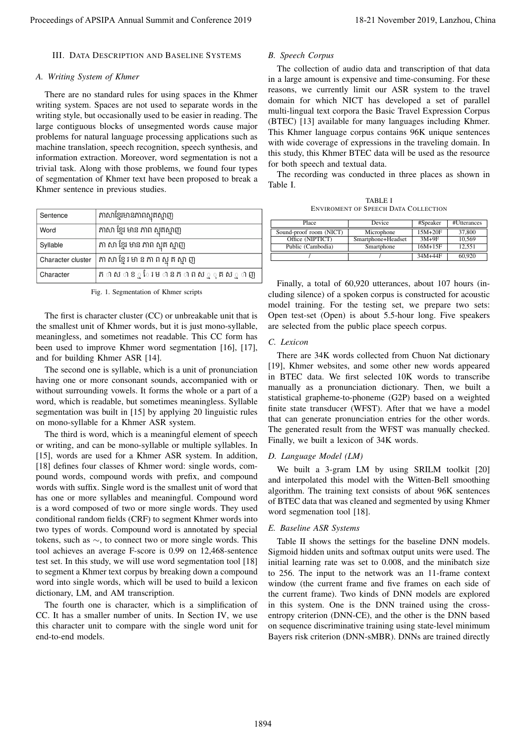## III. Data Description and Baseline Systems

### A. Writing System of Khmer

There are no standard rules for using spaces in the Khmer writing system. Spaces are not used to separate words in the writing style, but occasionally used to be easier in reading. The large contiguous blocks of unsegmented words cause major problems for natural language processing applications such as machine translation, speech recognition, speech synthesis, and information extraction. Moreover, word segmentation is not a trivial task. Along with those problems, we found four types of segmentation of Khmer text have been proposed to break a Khmer sentence in previous studies.

| Sentence | ភាសាខ្មែរមានភាពស្មុគស្មាញ |
|---|---|
| Word | ភាសា ខ្មែរ មាន ភាព ស្មុគស្មាញ |
| Syllable | ភា សា ខ្មែរ មាន ភាព ស្មុគ ស្មាញ |
| Character cluster | ភា សា ខ្មែ រ មា ន ភា ព ស្មុ គ ស្មា ញ |
| Character | ភ ា ស ា ខ ្ ម ែ រ ម ា ន ភ ា ព ស ្ ម ុ គ ស ្ ម ា ញ |

Fig. 1. Segmentation of Khmer scripts

The first is character cluster (CC) or unbreakable unit that is the smallest unit of Khmer words, but it is just mono-syllable, meaningless, and sometimes not readable. This CC form has been used to improve Khmer word segmentation [16], [17], and for building Khmer ASR [14].

The second one is syllable, which is a unit of pronunciation having one or more consonant sounds, accompanied with or without surrounding vowels. It forms the whole or a part of a word, which is readable, but sometimes meaningless. Syllable segmentation was built in [15] by applying 20 linguistic rules on mono-syllable for a Khmer ASR system.

The third is word, which is a meaningful element of speech or writing, and can be mono-syllable or multiple syllables. In [15], words are used for a Khmer ASR system. In addition, [18] defines four classes of Khmer word: single words, compound words, compound words with prefix, and compound words with suffix. Single word is the smallest unit of word that has one or more syllables and meaningful. Compound word is a word composed of two or more single words. They used conditional random fields (CRF) to segment Khmer words into two types of words. Compound word is annotated by special tokens, such as $\sim$, to connect two or more single words. This tool achieves an average F-score is 0.99 on 12,468-sentence test set. In this study, we will use word segmentation tool [18] to segment a Khmer text corpus by breaking down a compound word into single words, which will be used to build a lexicon dictionary, LM, and AM transcription.

The fourth one is character, which is a simplification of CC. It has a smaller number of units. In Section IV, we use this character unit to compare with the single word unit for end-to-end models.

### B. Speech Corpus

The collection of audio data and transcription of that data in a large amount is expensive and time-consuming. For these reasons, we currently limit our ASR system to the travel domain for which NICT has developed a set of parallel multi-lingual text corpora the Basic Travel Expression Corpus (BTEC) [13] available for many languages including Khmer. This Khmer language corpus contains 96K unique sentences with wide coverage of expressions in the traveling domain. In this study, this Khmer BTEC data will be used as the resource for both speech and textual data.

The recording was conducted in three places as shown in Table I.

TABLE I
ENVIROMENT OF SPEECH DATA COLLECTION

| Place | Device | #Speaker | #Utterances |
|---|---|---|---|
| Sound-proof room (NICT) | Microphone | 15M+20F | 37,800 |
| Office (NIPTICT) | Smartphone+Headset | 3M+9F | 10,569 |
| Public (Cambodia) | Smartphone | 16M+15F | 12,551 |
| / | / | 34M+44F | 60,920 |

Finally, a total of 60,920 utterances, about 107 hours (including silence) of a spoken corpus is constructed for acoustic model training. For the testing set, we prepare two sets: Open test-set (Open) is about 5.5-hour long. Five speakers are selected from the public place speech corpus.

### C. Lexicon

There are 34K words collected from Chuon Nat dictionary [19], Khmer websites, and some other new words appeared in BTEC data. We first selected 10K words to transcribe manually as a pronunciation dictionary. Then, we built a statistical grapheme-to-phoneme (G2P) based on a weighted finite state transducer (WFST). After that we have a model that can generate pronunciation entries for the other words. The generated result from the WFST was manually checked. Finally, we built a lexicon of 34K words.

### D. Language Model (LM)

We built a 3-gram LM by using SRILM toolkit [20] and interpolated this model with the Witten-Bell smoothing algorithm. The training text consists of about 96K sentences of BTEC data that was cleaned and segmented by using Khmer word segmenation tool [18].

### E. Baseline ASR Systems

Table II shows the settings for the baseline DNN models. Sigmoid hidden units and softmax output units were used. The initial learning rate was set to 0.008, and the minibatch size to 256. The input to the network was an 11-frame context window (the current frame and five frames on each side of the current frame). Two kinds of DNN models are explored in this system. One is the DNN trained using the cross-entropy criterion (DNN-CE), and the other is the DNN based on sequence discriminative training using state-level minimum Bayers risk criterion (DNN-sMBR). DNNs are trained directly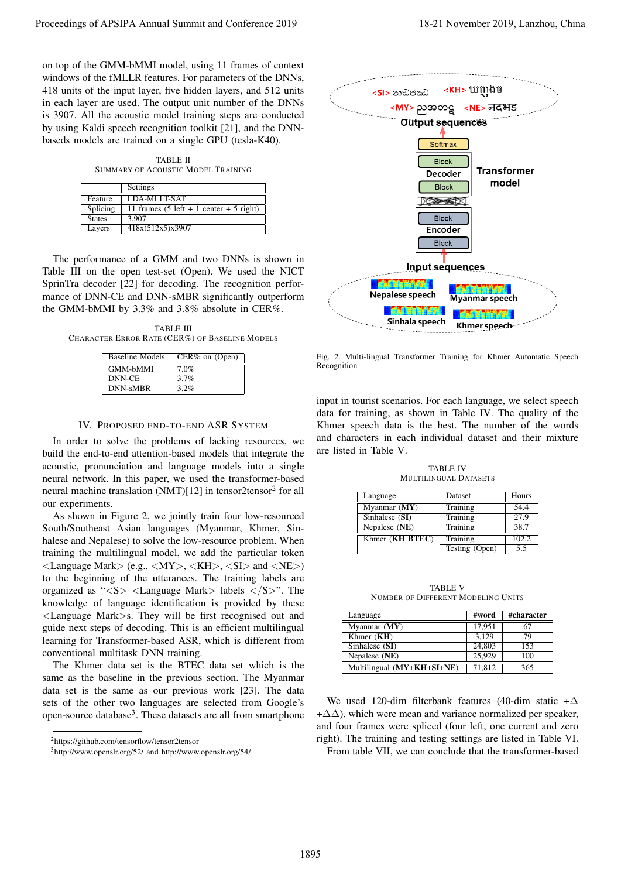on top of the GMM-bMMI model, using 11 frames of context windows of the fMLLR features. For parameters of the DNNs, 418 units of the input layer, five hidden layers, and 512 units in each layer are used. The output unit number of the DNNs is 3907. All the acoustic model training steps are conducted by using Kaldi speech recognition toolkit [21], and the DNN-baseds models are trained on a single GPU (tesla-K40).

TABLE II
SUMMARY OF ACOUSTIC MODEL TRAINING

| | Settings |
|---|---|
| Feature | LDA-MLLT-SAT |
| Splicing | 11 frames (5 left + 1 center + 5 right) |
| States | 3,907 |
| Layers | 418x(512x5)x3907 |

The performance of a GMM and two DNNs is shown in Table III on the open test-set (Open). We used the NICT SprinTra decoder [22] for decoding. The recognition performance of DNN-CE and DNN-sMBR significantly outperform the GMM-bMMI by 3.3% and 3.8% absolute in CER%.

TABLE III
CHARACTER ERROR RATE (CER%) OF BASELINE MODELS

| Baseline Models | CER% on (Open) |
|---|---|
| GMM-bMMI | 7.0% |
| DNN-CE | 3.7% |
| DNN-sMBR | 3.2% |

## IV. PROPOSED END-TO-END ASR SYSTEM

In order to solve the problems of lacking resources, we build the end-to-end attention-based models that integrate the acoustic, pronunciation and language models into a single neural network. In this paper, we used the transformer-based neural machine translation (NMT)[12] in tensor2tensor[2] for all our experiments.

As shown in Figure 2, we jointly train four low-resourced South/Southeast Asian languages (Myanmar, Khmer, Sinhalese and Nepalese) to solve the low-resource problem. When training the multilingual model, we add the particular token <Language Mark> (e.g., <MY>, <KH>, <SI> and <NE>) to the beginning of the utterances. The training labels are organized as "<S> <Language Mark> labels </S>". The knowledge of language identification is provided by these <Language Mark>s. They will be first recognised out and guide next steps of decoding. This is an efficient multilingual learning for Transformer-based ASR, which is different from conventional multitask DNN training.

The Khmer data set is the BTEC data set which is the same as the baseline in the previous section. The Myanmar data set is the same as our previous work [23]. The data sets of the other two languages are selected from Google's open-source database[3]. These datasets are all from smartphone

[2]https://github.com/tensorflow/tensor2tensor
[3]http://www.openslr.org/52/ and http://www.openslr.org/54/

Fig. 2. Multi-lingual Transformer Training for Khmer Automatic Speech Recognition

input in tourist scenarios. For each language, we select speech data for training, as shown in Table IV. The quality of the Khmer speech data is the best. The number of the words and characters in each individual dataset and their mixture are listed in Table V.

TABLE IV
MULTILINGUAL DATASETS

| Language | Dataset | Hours |
|---|---|---|
| Myanmar (**MY**) | Training | 54.4 |
| Sinhalese (**SI**) | Training | 27.9 |
| Nepalese (**NE**) | Training | 38.7 |
| Khmer (**KH BTEC**) | Training | 102.2 |
| | Testing (Open) | 5.5 |

TABLE V
NUMBER OF DIFFERENT MODELING UNITS

| Language | **#word** | **#character** |
|---|---|---|
| Myanmar (**MY**) | 17,951 | 67 |
| Khmer (**KH**) | 3,129 | 79 |
| Sinhalese (**SI**) | 24,803 | 153 |
| Nepalese (**NE**) | 25,929 | 100 |
| Multilingual (**MY+KH+SI+NE**) | 71,812 | 365 |

We used 120-dim filterbank features (40-dim static $+\Delta$ $+\Delta\Delta$), which were mean and variance normalized per speaker, and four frames were spliced (four left, one current and zero right). The training and testing settings are listed in Table VI.

From table VII, we can conclude that the transformer-based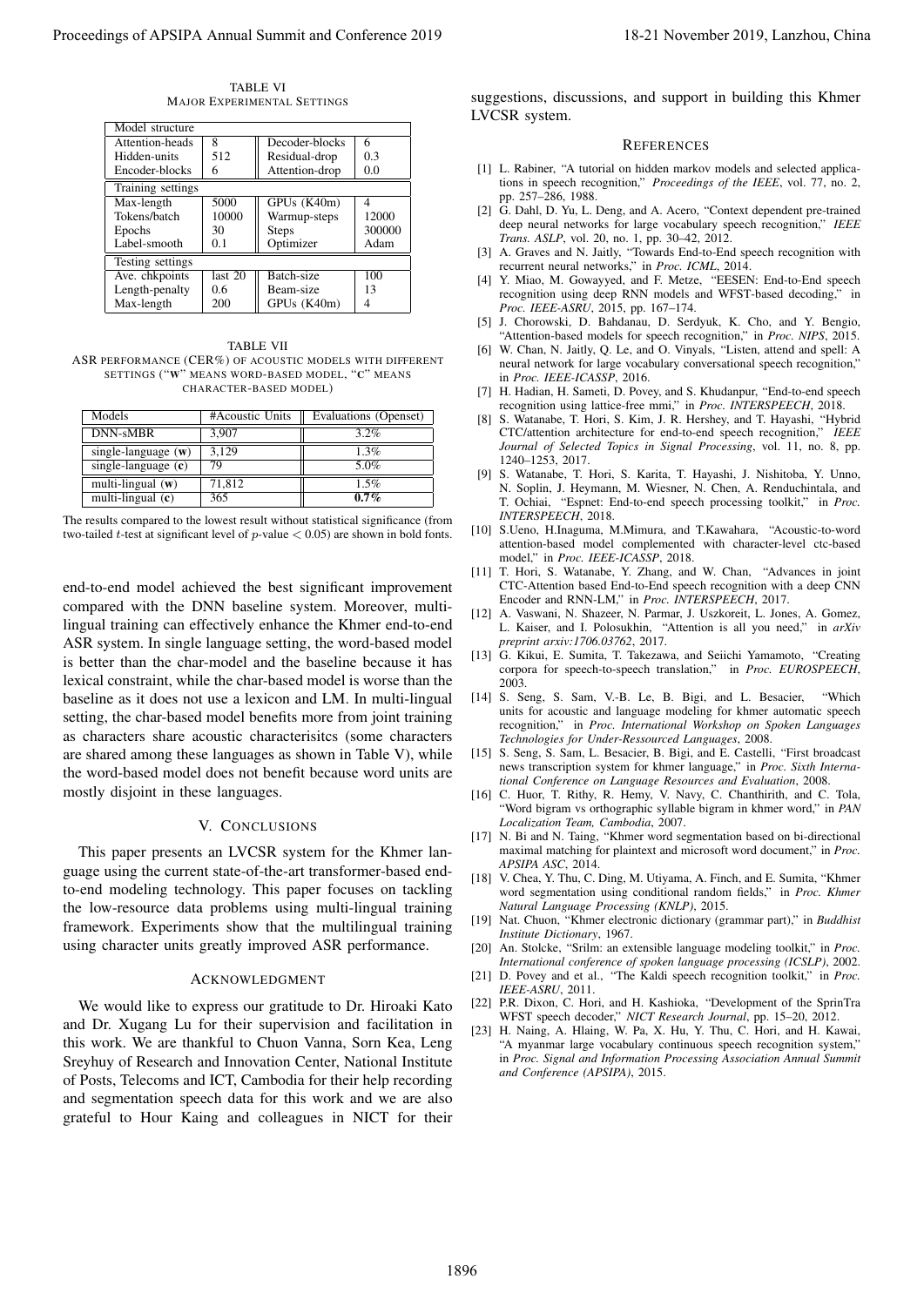TABLE VI
MAJOR EXPERIMENTAL SETTINGS

| | | | |
|---|---|---|---|
| Model structure | | | |
| Attention-heads | 8 | Decoder-blocks | 6 |
| Hidden-units | 512 | Residual-drop | 0.3 |
| Encoder-blocks | 6 | Attention-drop | 0.0 |
| Training settings | | | |
| Max-length | 5000 | GPUs (K40m) | 4 |
| Tokens/batch | 10000 | Warmup-steps | 12000 |
| Epochs | 30 | Steps | 300000 |
| Label-smooth | 0.1 | Optimizer | Adam |
| Testing settings | | | |
| Ave. chkpoints | last 20 | Batch-size | 100 |
| Length-penalty | 0.6 | Beam-size | 13 |
| Max-length | 200 | GPUs (K40m) | 4 |

TABLE VII
ASR PERFORMANCE (CER%) OF ACOUSTIC MODELS WITH DIFFERENT SETTINGS ("**W**" MEANS WORD-BASED MODEL, "**C**" MEANS CHARACTER-BASED MODEL)

| Models | #Acoustic Units | Evaluations (Openset) |
|---|---|---|
| DNN-sMBR | 3,907 | 3.2% |
| single-language (**w**) | 3,129 | 1.3% |
| single-language (**c**) | 79 | 5.0% |
| multi-lingual (**w**) | 71,812 | 1.5% |
| multi-lingual (**c**) | 365 | **0.7%** |

The results compared to the lowest result without statistical significance (from two-tailed $t$-test at significant level of $p$-value $< 0.05$) are shown in bold fonts.

end-to-end model achieved the best significant improvement compared with the DNN baseline system. Moreover, multi-lingual training can effectively enhance the Khmer end-to-end ASR system. In single language setting, the word-based model is better than the char-model and the baseline because it has lexical constraint, while the char-based model is worse than the baseline as it does not use a lexicon and LM. In multi-lingual setting, the char-based model benefits more from joint training as characters share acoustic charactersitcs (some characters are shared among these languages as shown in Table V), while the word-based model does not benefit because word units are mostly disjoint in these languages.

## V. CONCLUSIONS

This paper presents an LVCSR system for the Khmer language using the current state-of-the-art transformer-based end-to-end modeling technology. This paper focuses on tackling the low-resource data problems using multi-lingual training framework. Experiments show that the multilingual training using character units greatly improved ASR performance.

## ACKNOWLEDGMENT

We would like to express our gratitude to Dr. Hiroaki Kato and Dr. Xugang Lu for their supervision and facilitation in this work. We are thankful to Chuon Vanna, Sorn Kea, Leng Sreyhuy of Research and Innovation Center, National Institute of Posts, Telecoms and ICT, Cambodia for their help recording and segmentation speech data for this work and we are also grateful to Hour Kaing and colleagues in NICT for their suggestions, discussions, and support in building this Khmer LVCSR system.

## REFERENCES

[1] L. Rabiner, "A tutorial on hidden markov models and selected applications in speech recognition," *Proceedings of the IEEE*, vol. 77, no. 2, pp. 257–286, 1988.

[2] G. Dahl, D. Yu, L. Deng, and A. Acero, "Context dependent pre-trained deep neural networks for large vocabulary speech recognition," *IEEE Trans. ASLP*, vol. 20, no. 1, pp. 30–42, 2012.

[3] A. Graves and N. Jaitly, "Towards End-to-End speech recognition with recurrent neural networks," in *Proc. ICML*, 2014.

[4] Y. Miao, M. Gowayyed, and F. Metze, "EESEN: End-to-End speech recognition using deep RNN models and WFST-based decoding," in *Proc. IEEE-ASRU*, 2015, pp. 167–174.

[5] J. Chorowski, D. Bahdanau, D. Serdyuk, K. Cho, and Y. Bengio, "Attention-based models for speech recognition," in *Proc. NIPS*, 2015.

[6] W. Chan, N. Jaitly, Q. Le, and O. Vinyals, "Listen, attend and spell: A neural network for large vocabulary conversational speech recognition," in *Proc. IEEE-ICASSP*, 2016.

[7] H. Hadian, H. Sameti, D. Povey, and S. Khudanpur, "End-to-end speech recognition using lattice-free mmi," in *Proc. INTERSPEECH*, 2018.

[8] S. Watanabe, T. Hori, S. Kim, J. R. Hershey, and T. Hayashi, "Hybrid CTC/attention architecture for end-to-end speech recognition," *IEEE Journal of Selected Topics in Signal Processing*, vol. 11, no. 8, pp. 1240–1253, 2017.

[9] S. Watanabe, T. Hori, S. Karita, T. Hayashi, J. Nishitoba, Y. Unno, N. Soplin, J. Heymann, M. Wiesner, N. Chen, A. Renduchintala, and T. Ochiai, "Espnet: End-to-end speech processing toolkit," in *Proc. INTERSPEECH*, 2018.

[10] S.Ueno, H.Inaguma, M.Mimura, and T.Kawahara, "Acoustic-to-word attention-based model complemented with character-level ctc-based model," in *Proc. IEEE-ICASSP*, 2018.

[11] T. Hori, S. Watanabe, Y. Zhang, and W. Chan, "Advances in joint CTC-Attention based End-to-End speech recognition with a deep CNN Encoder and RNN-LM," in *Proc. INTERSPEECH*, 2017.

[12] A. Vaswani, N. Shazeer, N. Parmar, J. Uszkoreit, L. Jones, A. Gomez, L. Kaiser, and I. Polosukhin, "Attention is all you need," in *arXiv preprint arxiv:1706.03762*, 2017.

[13] G. Kikui, E. Sumita, T. Takezawa, and Seiichi Yamamoto, "Creating corpora for speech-to-speech translation," in *Proc. EUROSPEECH*, 2003.

[14] S. Seng, S. Sam, V.-B. Le, B. Bigi, and L. Besacier, "Which units for acoustic and language modeling for khmer automatic speech recognition," in *Proc. International Workshop on Spoken Languages Technologies for Under-Ressourced Languages*, 2008.

[15] S. Seng, S. Sam, L. Besacier, B. Bigi, and E. Castelli, "First broadcast news transcription system for khmer language," in *Proc. Sixth International Conference on Language Resources and Evaluation*, 2008.

[16] C. Huor, T. Rithy, R. Hemy, V. Navy, C. Chanthirith, and C. Tola, "Word bigram vs orthographic syllable bigram in khmer word," in *PAN Localization Team, Cambodia*, 2007.

[17] N. Bi and N. Taing, "Khmer word segmentation based on bi-directional maximal matching for plaintext and microsoft word document," in *Proc. APSIPA ASC*, 2014.

[18] V. Chea, Y. Thu, C. Ding, M. Utiyama, A. Finch, and E. Sumita, "Khmer word segmentation using conditional random fields," in *Proc. Khmer Natural Language Processing (KNLP)*, 2015.

[19] Nat. Chuon, "Khmer electronic dictionary (grammar part)," in *Buddhist Institute Dictionary*, 1967.

[20] An. Stolcke, "Srilm: an extensible language modeling toolkit," in *Proc. International conference of spoken language processing (ICSLP)*, 2002.

[21] D. Povey and et al., "The Kaldi speech recognition toolkit," in *Proc. IEEE-ASRU*, 2011.

[22] P.R. Dixon, C. Hori, and H. Kashioka, "Development of the SprinTra WFST speech decoder," *NICT Research Journal*, pp. 15–20, 2012.

[23] H. Naing, A. Hlaing, W. Pa, X. Hu, Y. Thu, C. Hori, and H. Kawai, "A myanmar large vocabulary continuous speech recognition system," in *Proc. Signal and Information Processing Association Annual Summit and Conference (APSIPA)*, 2015.